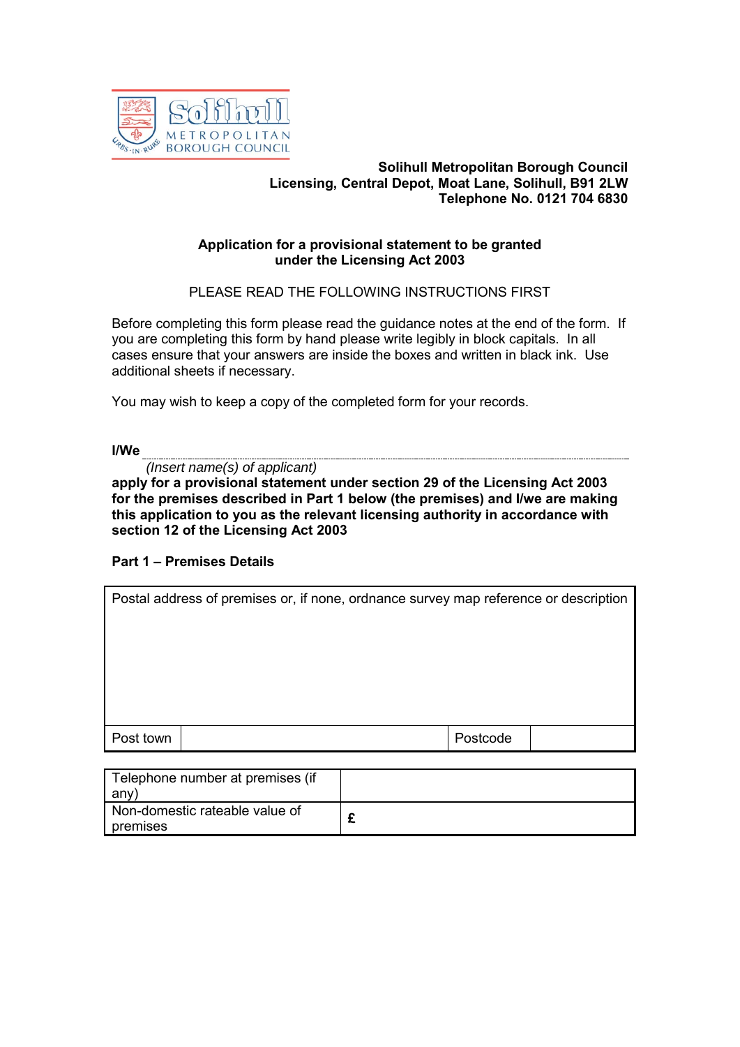**Solihull Metropolitan Borough Council**
**Licensing, Central Depot, Moat Lane, Solihull, B91 2LW**
**Telephone No. 0121 704 6830**

**Application for a provisional statement to be granted under the Licensing Act 2003**

PLEASE READ THE FOLLOWING INSTRUCTIONS FIRST

Before completing this form please read the guidance notes at the end of the form. If you are completing this form by hand please write legibly in block capitals. In all cases ensure that your answers are inside the boxes and written in black ink. Use additional sheets if necessary.

You may wish to keep a copy of the completed form for your records.

**I/We** ______________________________________________

*(Insert name(s) of applicant)*

**apply for a provisional statement under section 29 of the Licensing Act 2003 for the premises described in Part 1 below (the premises) and I/we are making this application to you as the relevant licensing authority in accordance with section 12 of the Licensing Act 2003**

**Part 1 – Premises Details**

| Postal address of premises or, if none, ordnance survey map reference or description | | | |
|---|---|---|---|
| Post town | | Postcode | |

| Telephone number at premises (if any) | |
|---|---|
| Non-domestic rateable value of premises | **£** |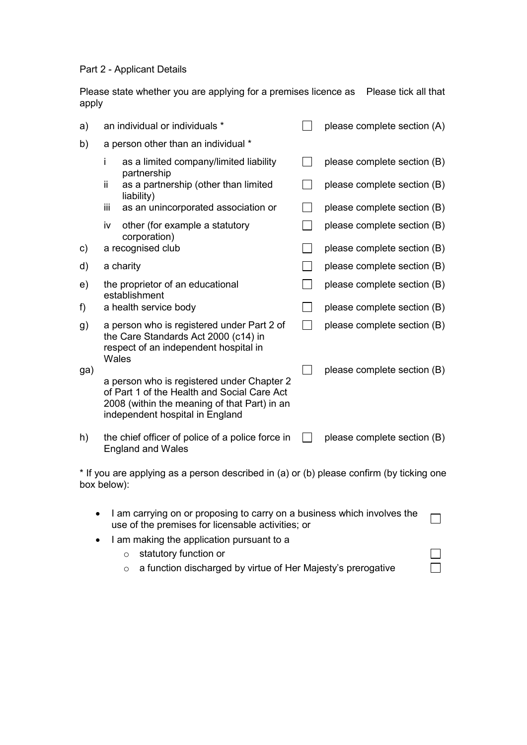Part 2 - Applicant Details

Please state whether you are applying for a premises licence as Please tick all that apply

| | | | |
|---|---|---|---|
| a) | an individual or individuals * | ☐ | please complete section (A) |
| b) | a person other than an individual * | | |
| | i as a limited company/limited liability partnership | ☐ | please complete section (B) |
| | ii as a partnership (other than limited liability) | ☐ | please complete section (B) |
| | iii as an unincorporated association or | ☐ | please complete section (B) |
| | iv other (for example a statutory corporation) | ☐ | please complete section (B) |
| c) | a recognised club | ☐ | please complete section (B) |
| d) | a charity | ☐ | please complete section (B) |
| e) | the proprietor of an educational establishment | ☐ | please complete section (B) |
| f) | a health service body | ☐ | please complete section (B) |
| g) | a person who is registered under Part 2 of the Care Standards Act 2000 (c14) in respect of an independent hospital in Wales | ☐ | please complete section (B) |
| ga) | a person who is registered under Chapter 2 of Part 1 of the Health and Social Care Act 2008 (within the meaning of that Part) in an independent hospital in England | ☐ | please complete section (B) |
| h) | the chief officer of police of a police force in England and Wales | ☐ | please complete section (B) |

* If you are applying as a person described in (a) or (b) please confirm (by ticking one box below):

- I am carrying on or proposing to carry on a business which involves the use of the premises for licensable activities; or ☐
- I am making the application pursuant to a
  - statutory function or ☐
  - a function discharged by virtue of Her Majesty's prerogative ☐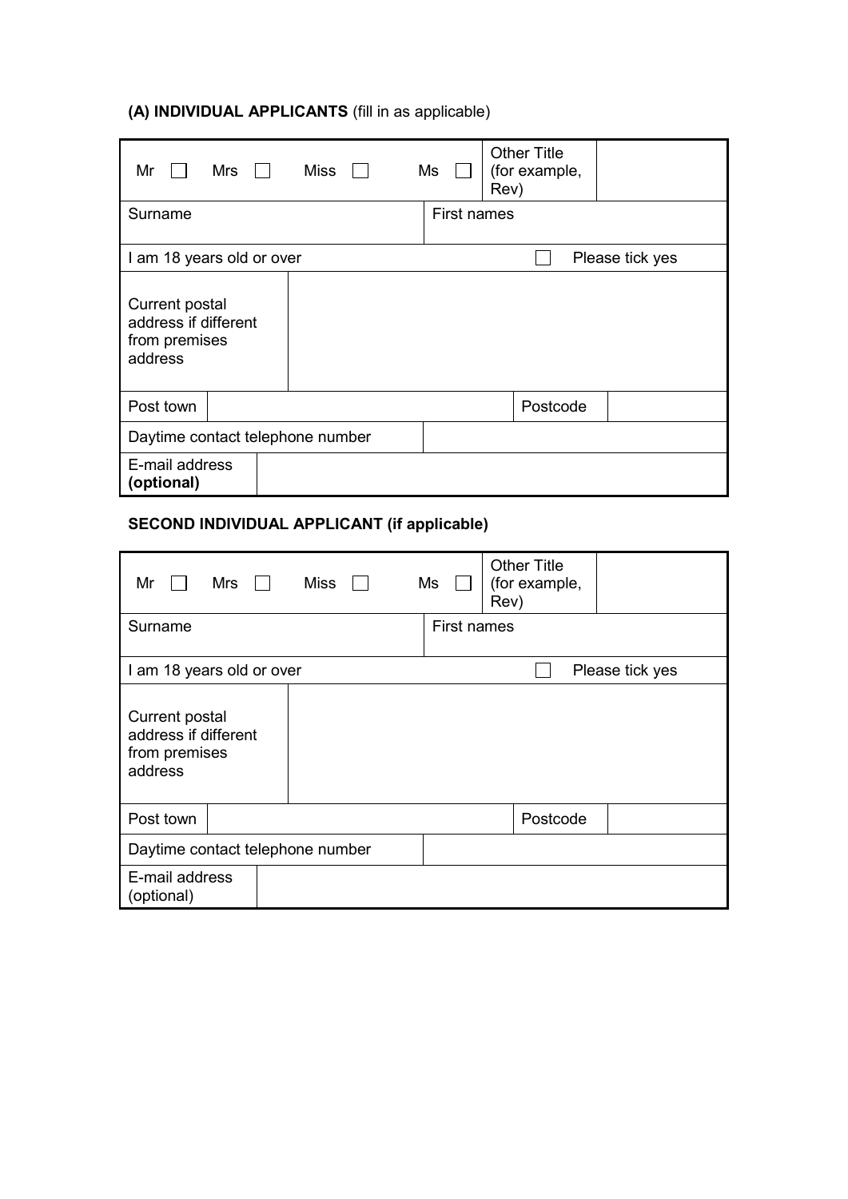**(A) INDIVIDUAL APPLICANTS** (fill in as applicable)

| Mr ☐ | Mrs ☐ | Miss ☐ | Ms ☐ | Other Title (for example, Rev) | |
|---|---|---|---|---|---|
| Surname | | | First names | | |
| I am 18 years old or over | | | | ☐ | Please tick yes |
| Current postal address if different from premises address | | | | | |
| Post town | | | | Postcode | |
| Daytime contact telephone number | | | | | |
| E-mail address **(optional)** | | | | | |

**SECOND INDIVIDUAL APPLICANT (if applicable)**

| Mr ☐ | Mrs ☐ | Miss ☐ | Ms ☐ | Other Title (for example, Rev) | |
|---|---|---|---|---|---|
| Surname | | | First names | | |
| I am 18 years old or over | | | | ☐ | Please tick yes |
| Current postal address if different from premises address | | | | | |
| Post town | | | | Postcode | |
| Daytime contact telephone number | | | | | |
| E-mail address (optional) | | | | | |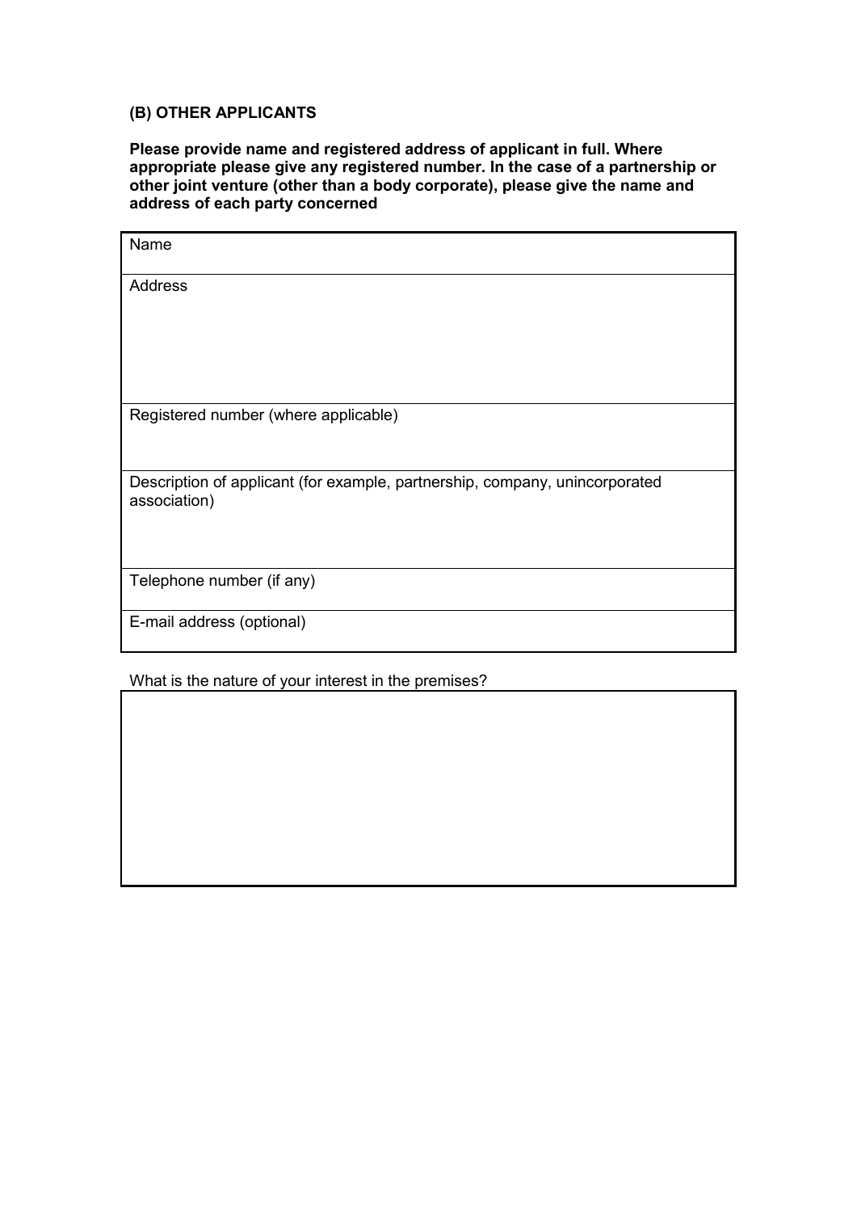### (B) OTHER APPLICANTS

**Please provide name and registered address of applicant in full. Where appropriate please give any registered number. In the case of a partnership or other joint venture (other than a body corporate), please give the name and address of each party concerned**

| Name |
| --- |
| Address |
| Registered number (where applicable) |
| Description of applicant (for example, partnership, company, unincorporated association) |
| Telephone number (if any) |
| E-mail address (optional) |

What is the nature of your interest in the premises?

| |
| --- |
| |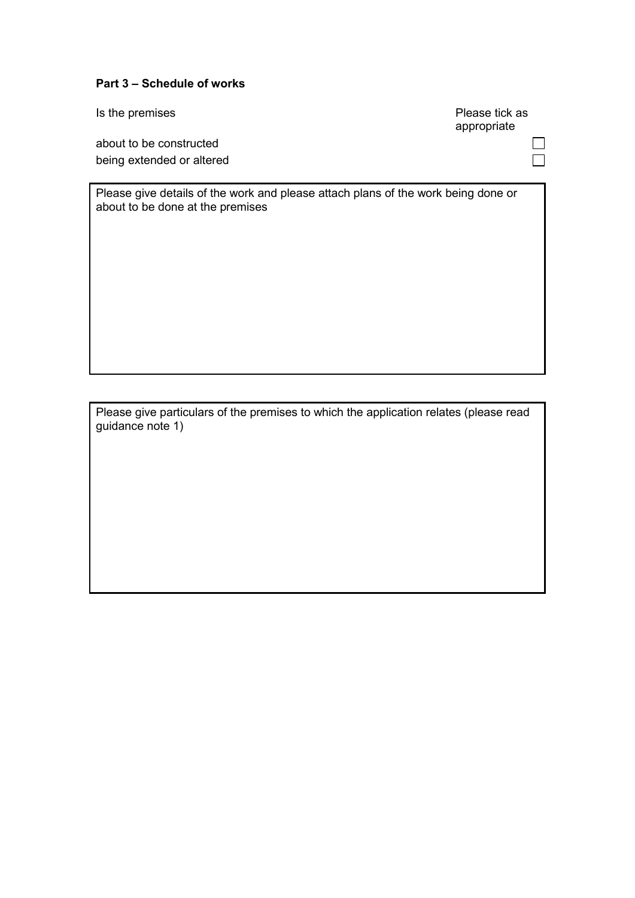**Part 3 – Schedule of works**

| Is the premises | Please tick as appropriate |
|---|---|
| about to be constructed | ☐ |
| being extended or altered | ☐ |

Please give details of the work and please attach plans of the work being done or about to be done at the premises

Please give particulars of the premises to which the application relates (please read guidance note 1)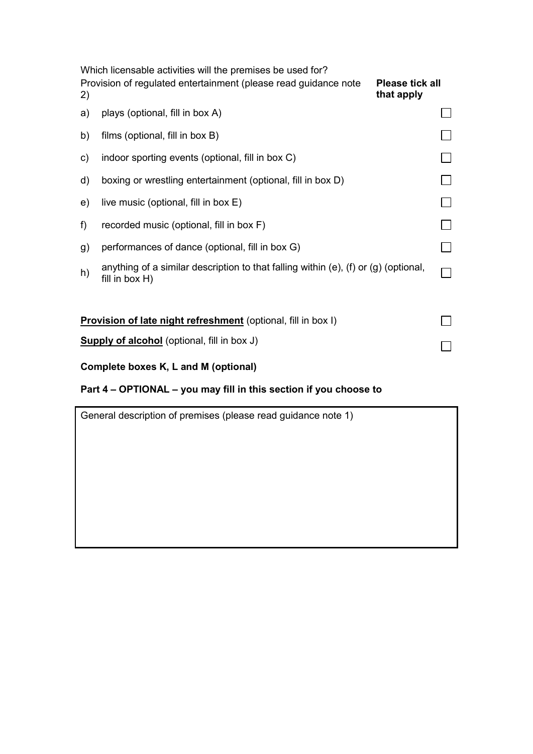Which licensable activities will the premises be used for?

Provision of regulated entertainment (please read guidance note 2) **Please tick all that apply**

| | | |
|---|---|---|
| a) | plays (optional, fill in box A) | ☐ |
| b) | films (optional, fill in box B) | ☐ |
| c) | indoor sporting events (optional, fill in box C) | ☐ |
| d) | boxing or wrestling entertainment (optional, fill in box D) | ☐ |
| e) | live music (optional, fill in box E) | ☐ |
| f) | recorded music (optional, fill in box F) | ☐ |
| g) | performances of dance (optional, fill in box G) | ☐ |
| h) | anything of a similar description to that falling within (e), (f) or (g) (optional, fill in box H) | ☐ |

**Provision of late night refreshment** (optional, fill in box I) ☐

**Supply of alcohol** (optional, fill in box J) ☐

**Complete boxes K, L and M (optional)**

**Part 4 – OPTIONAL – you may fill in this section if you choose to**

| General description of premises (please read guidance note 1) |
|---|
| |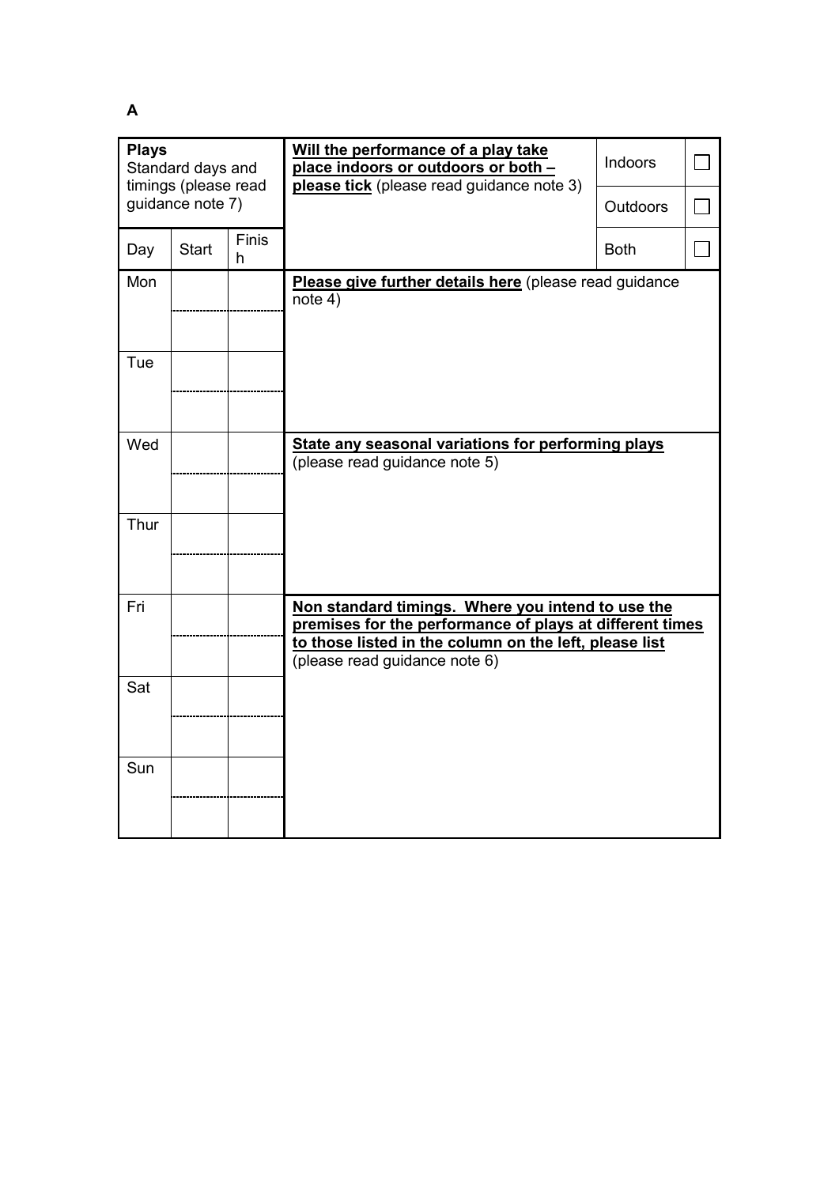**A**

| **Plays** Standard days and timings (please read guidance note 7) | | | **Will the performance of a play take place indoors or outdoors or both – please tick** (please read guidance note 3) | Indoors | ☐ |
|---|---|---|---|---|---|
| | | | | Outdoors | ☐ |
| Day | Start | Finish | | Both | ☐ |
| Mon | | | **Please give further details here** (please read guidance note 4) | | |
| | | | | | |
| Tue | | | | | |
| | | | | | |
| Wed | | | **State any seasonal variations for performing plays** (please read guidance note 5) | | |
| | | | | | |
| Thur | | | | | |
| | | | | | |
| Fri | | | **Non standard timings. Where you intend to use the premises for the performance of plays at different times to those listed in the column on the left, please list** (please read guidance note 6) | | |
| | | | | | |
| Sat | | | | | |
| | | | | | |
| Sun | | | | | |
| | | | | | |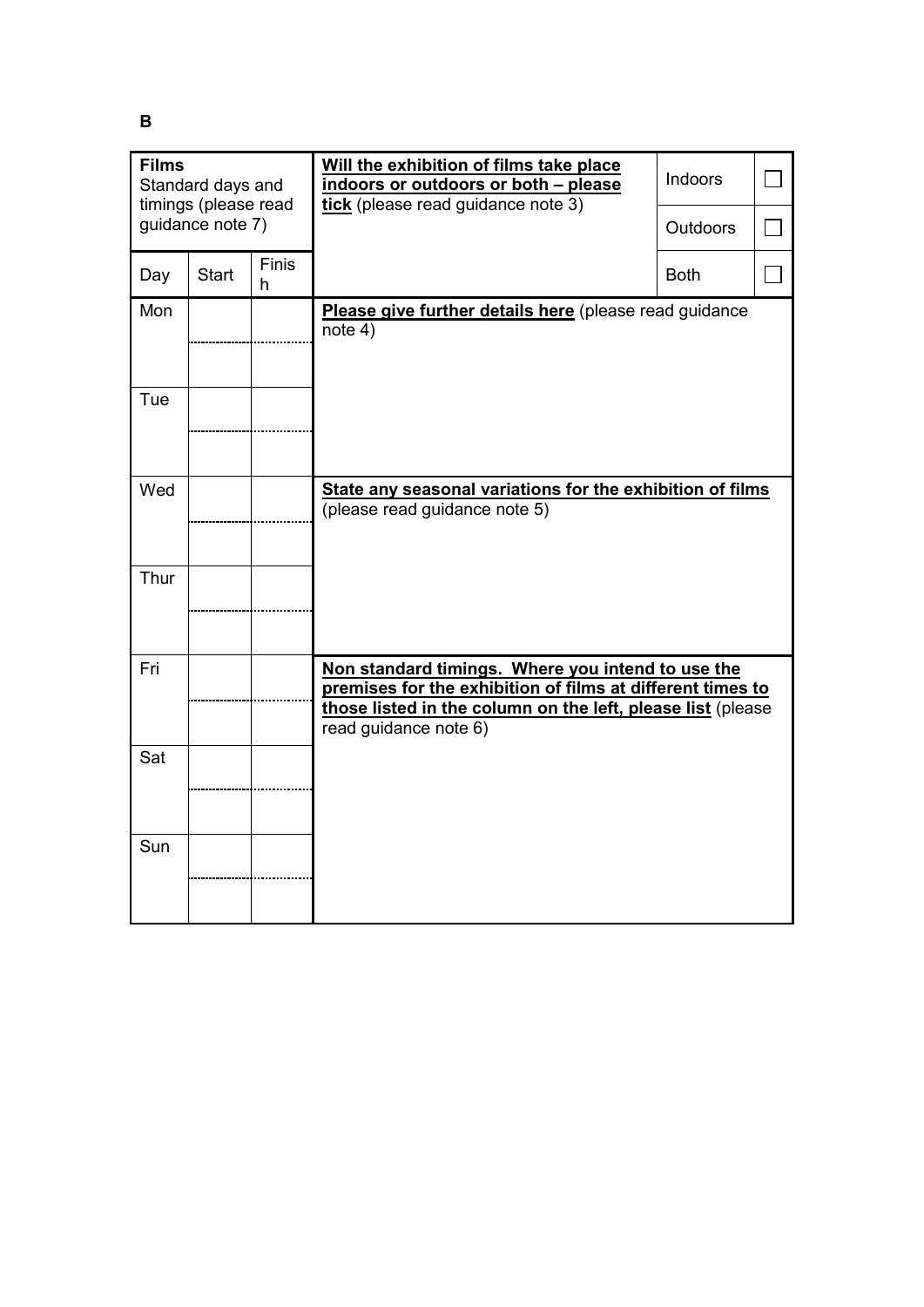**B**

| **Films** Standard days and timings (please read guidance note 7) | | | **Will the exhibition of films take place indoors or outdoors or both – please tick** (please read guidance note 3) | Indoors | ☐ |
|---|---|---|---|---|---|
| | | | | Outdoors | ☐ |
| Day | Start | Finish | | Both | ☐ |
| Mon | | | **Please give further details here** (please read guidance note 4) | | |
| | | | | | |
| Tue | | | | | |
| | | | | | |
| Wed | | | **State any seasonal variations for the exhibition of films** (please read guidance note 5) | | |
| | | | | | |
| Thur | | | | | |
| | | | | | |
| Fri | | | **Non standard timings. Where you intend to use the premises for the exhibition of films at different times to those listed in the column on the left, please list** (please read guidance note 6) | | |
| | | | | | |
| Sat | | | | | |
| | | | | | |
| Sun | | | | | |
| | | | | | |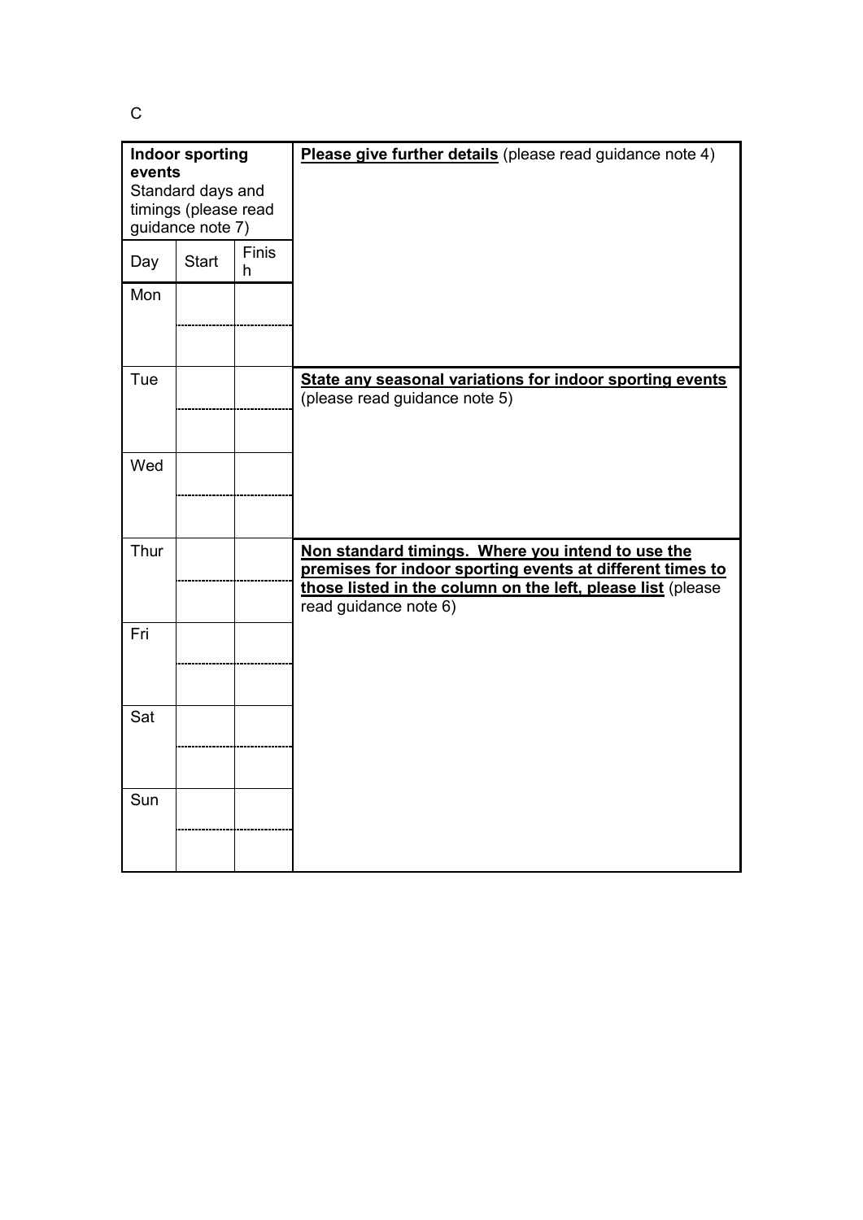C

| **Indoor sporting events**<br>Standard days and timings (please read guidance note 7) | | | **Please give further details** (please read guidance note 4) |
|---|---|---|---|
| Day | Start | Finish | |
| Mon | | | |
| | | | |
| Tue | | | **State any seasonal variations for indoor sporting events** (please read guidance note 5) |
| | | | |
| Wed | | | |
| | | | |
| Thur | | | **Non standard timings. Where you intend to use the premises for indoor sporting events at different times to those listed in the column on the left, please list** (please read guidance note 6) |
| | | | |
| Fri | | | |
| | | | |
| Sat | | | |
| | | | |
| Sun | | | |
| | | | |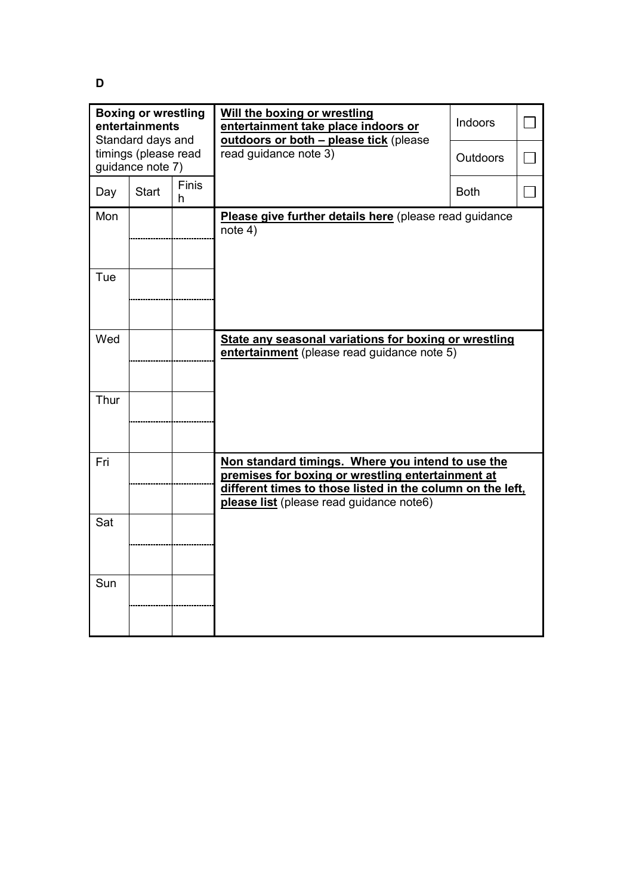**D**

| **Boxing or wrestling entertainments** Standard days and timings (please read guidance note 7) | | | **Will the boxing or wrestling entertainment take place indoors or outdoors or both – please tick** (please read guidance note 3) | Indoors | ☐ |
|---|---|---|---|---|---|
| | | | | Outdoors | ☐ |
| Day | Start | Finish | | Both | ☐ |
| Mon | | | **Please give further details here** (please read guidance note 4) | | |
| | | | | | |
| Tue | | | | | |
| | | | | | |
| Wed | | | **State any seasonal variations for boxing or wrestling entertainment** (please read guidance note 5) | | |
| | | | | | |
| Thur | | | | | |
| | | | | | |
| Fri | | | **Non standard timings. Where you intend to use the premises for boxing or wrestling entertainment at different times to those listed in the column on the left, please list** (please read guidance note6) | | |
| | | | | | |
| Sat | | | | | |
| | | | | | |
| Sun | | | | | |
| | | | | | |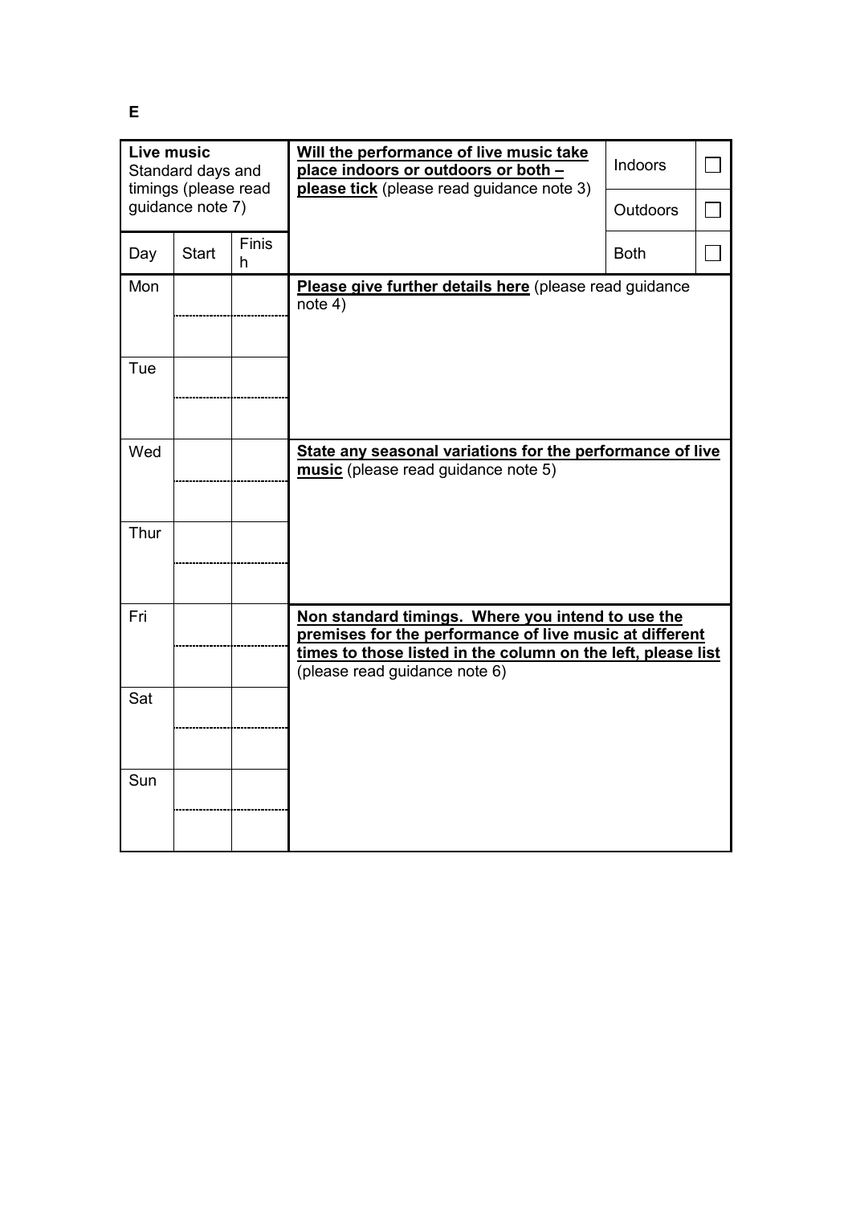**E**

| **Live music** Standard days and timings (please read guidance note 7) | | | **Will the performance of live music take place indoors or outdoors or both – please tick** (please read guidance note 3) | Indoors | ☐ |
|---|---|---|---|---|---|
| | | | | Outdoors | ☐ |
| Day | Start | Finish | | Both | ☐ |
| Mon | | | **Please give further details here** (please read guidance note 4) | | |
| | | | | | |
| Tue | | | | | |
| | | | | | |
| Wed | | | **State any seasonal variations for the performance of live music** (please read guidance note 5) | | |
| | | | | | |
| Thur | | | | | |
| | | | | | |
| Fri | | | **Non standard timings. Where you intend to use the premises for the performance of live music at different times to those listed in the column on the left, please list** (please read guidance note 6) | | |
| | | | | | |
| Sat | | | | | |
| | | | | | |
| Sun | | | | | |
| | | | | | |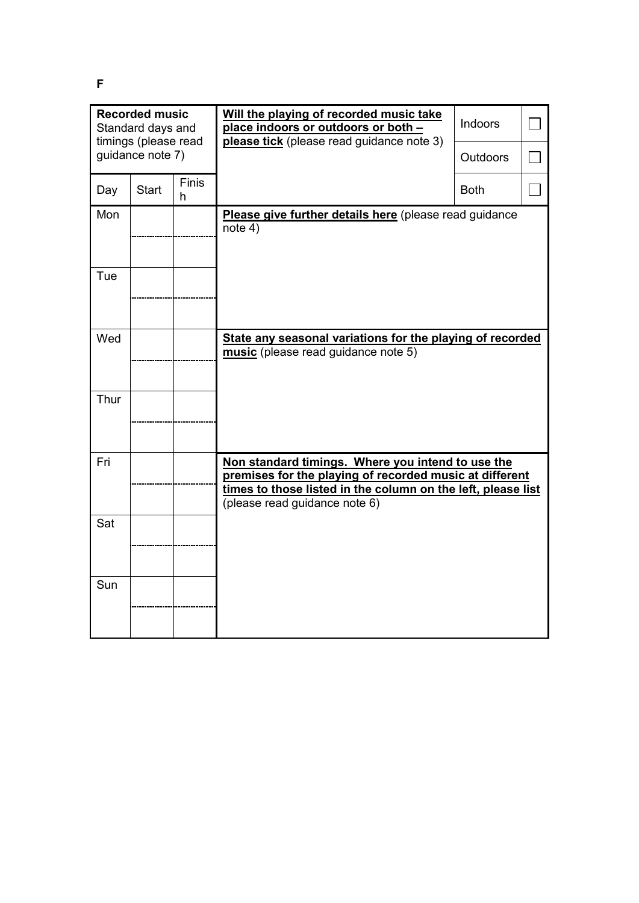**F**

| **Recorded music** Standard days and timings (please read guidance note 7) | | | **Will the playing of recorded music take place indoors or outdoors or both – please tick** (please read guidance note 3) | Indoors | ☐ |
|---|---|---|---|---|---|
| | | | | Outdoors | ☐ |
| Day | Start | Finish | | Both | ☐ |
| Mon | | | **Please give further details here** (please read guidance note 4) | | |
| | | | | | |
| Tue | | | | | |
| | | | | | |
| Wed | | | **State any seasonal variations for the playing of recorded music** (please read guidance note 5) | | |
| | | | | | |
| Thur | | | | | |
| | | | | | |
| Fri | | | **Non standard timings. Where you intend to use the premises for the playing of recorded music at different times to those listed in the column on the left, please list** (please read guidance note 6) | | |
| | | | | | |
| Sat | | | | | |
| | | | | | |
| Sun | | | | | |
| | | | | | |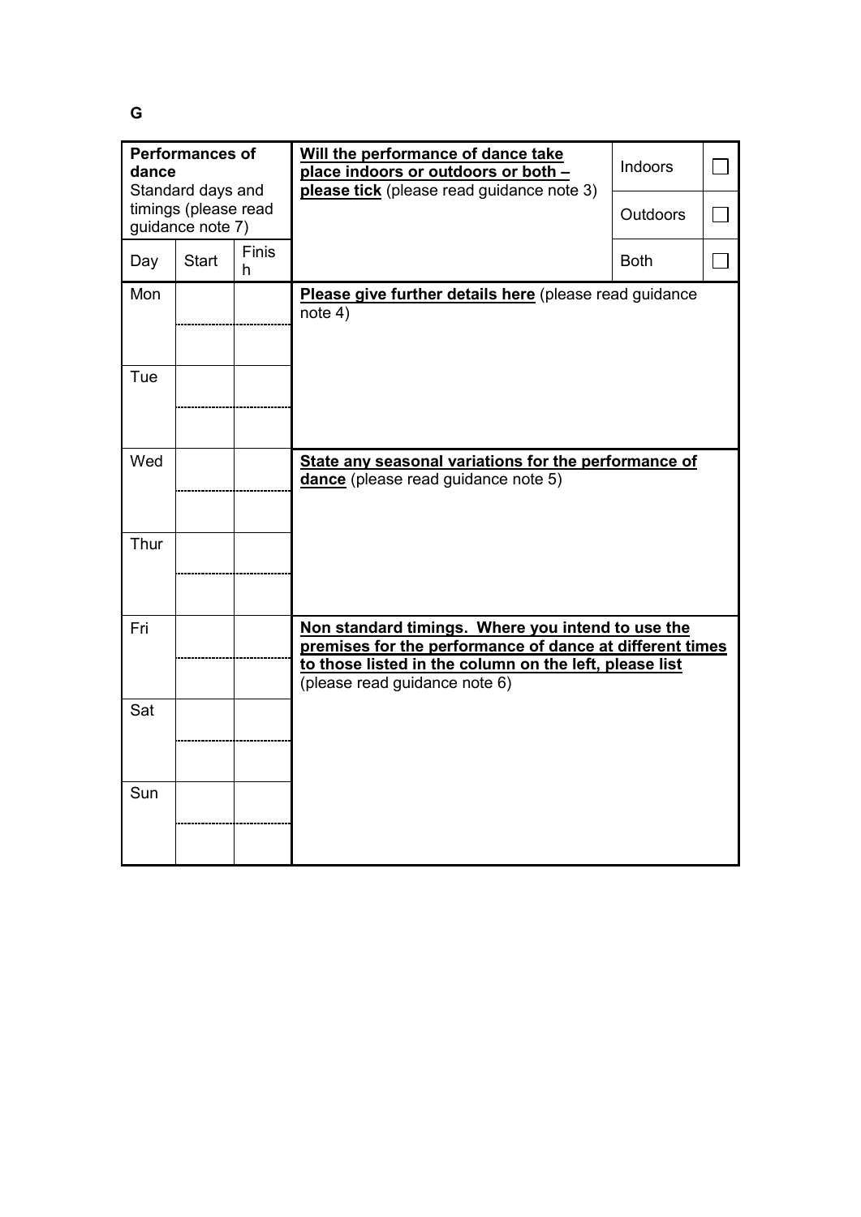**G**

| **Performances of dance** Standard days and timings (please read guidance note 7) | | | **Will the performance of dance take place indoors or outdoors or both – please tick** (please read guidance note 3) | Indoors | ☐ |
|---|---|---|---|---|---|
| | | | | Outdoors | ☐ |
| Day | Start | Finish | | Both | ☐ |
| Mon | | | **Please give further details here** (please read guidance note 4) | | |
| | | | | | |
| Tue | | | | | |
| | | | | | |
| Wed | | | **State any seasonal variations for the performance of dance** (please read guidance note 5) | | |
| | | | | | |
| Thur | | | | | |
| | | | | | |
| Fri | | | **Non standard timings. Where you intend to use the premises for the performance of dance at different times to those listed in the column on the left, please list** (please read guidance note 6) | | |
| | | | | | |
| Sat | | | | | |
| | | | | | |
| Sun | | | | | |
| | | | | | |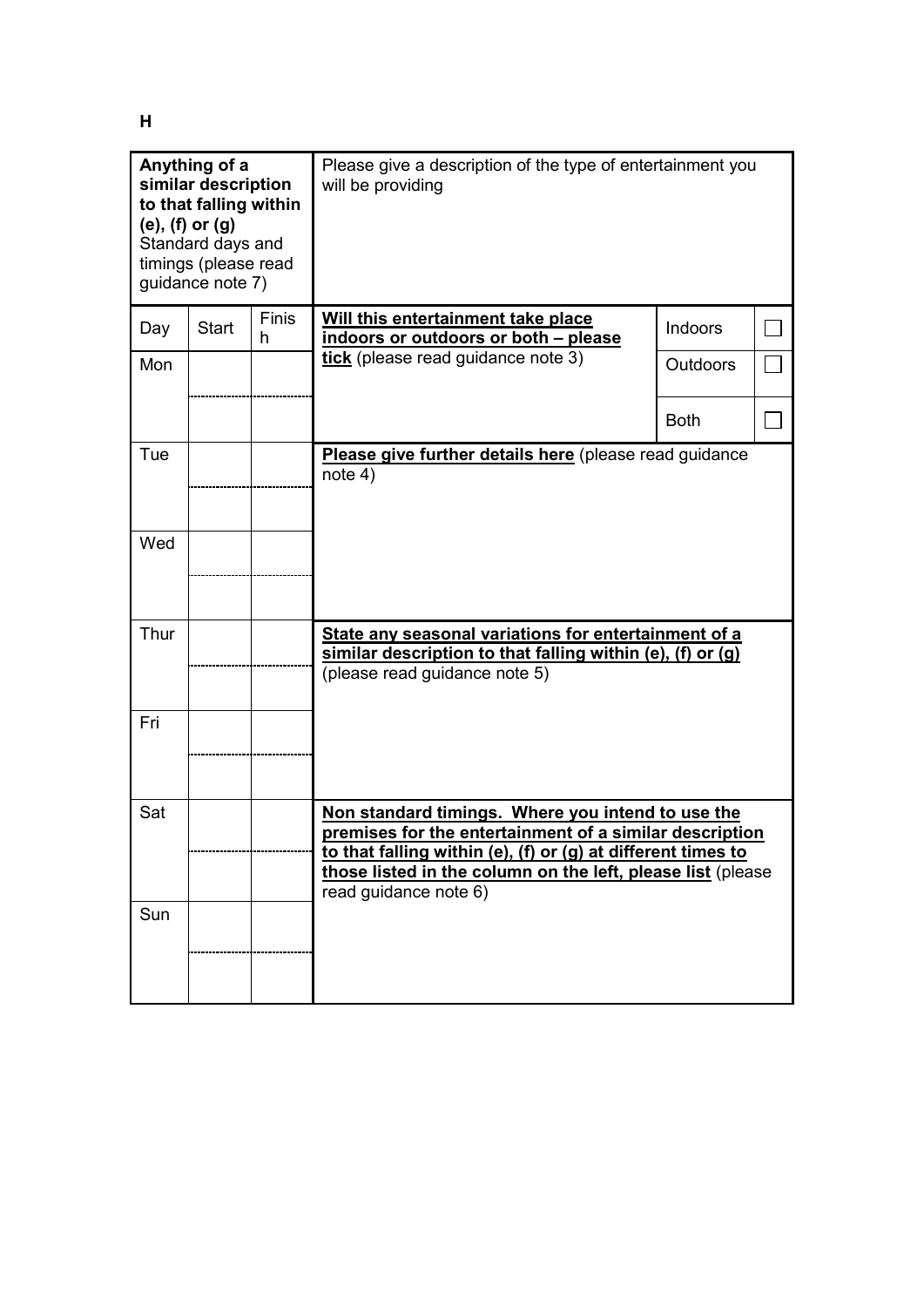**H**

| **Anything of a similar description to that falling within (e), (f) or (g)** Standard days and timings (please read guidance note 7) | | | Please give a description of the type of entertainment you will be providing | | |
|---|---|---|---|---|---|
| Day | Start | Finish | **Will this entertainment take place indoors or outdoors or both – please tick** (please read guidance note 3) | Indoors | ☐ |
| Mon | | | | Outdoors | ☐ |
| | | | | Both | ☐ |
| Tue | | | **Please give further details here** (please read guidance note 4) | | |
| | | | | | |
| Wed | | | | | |
| | | | | | |
| Thur | | | **State any seasonal variations for entertainment of a similar description to that falling within (e), (f) or (g)** (please read guidance note 5) | | |
| | | | | | |
| Fri | | | | | |
| | | | | | |
| Sat | | | **Non standard timings. Where you intend to use the premises for the entertainment of a similar description to that falling within (e), (f) or (g) at different times to those listed in the column on the left, please list** (please read guidance note 6) | | |
| | | | | | |
| Sun | | | | | |
| | | | | | |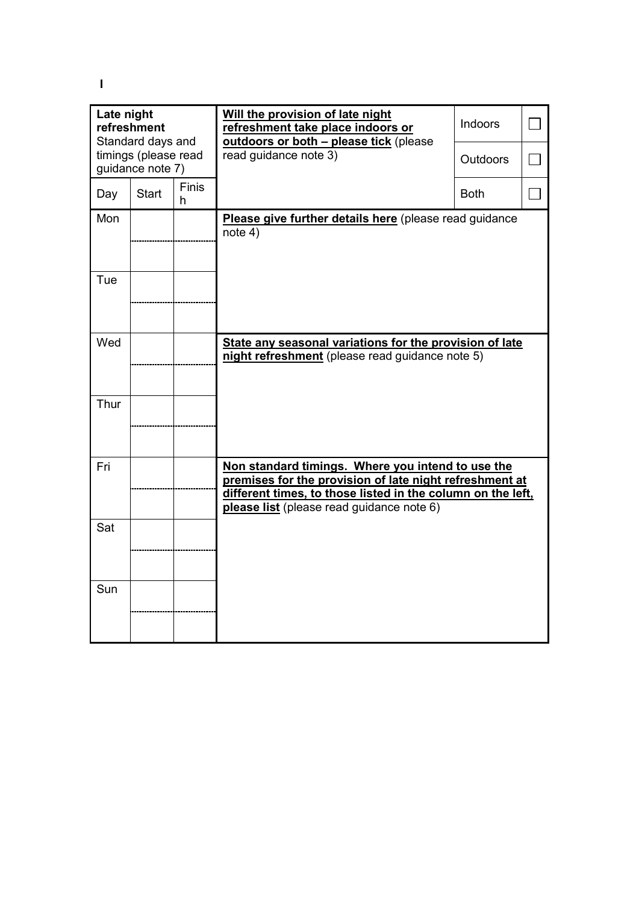I

| Late night refreshment<br>Standard days and timings (please read guidance note 7) | | | Will the provision of late night refreshment take place indoors or outdoors or both – please tick (please read guidance note 3) | Indoors | ☐ |
|---|---|---|---|---|---|
| | | | | Outdoors | ☐ |
| Day | Start | Finish | | Both | ☐ |
| Mon | | | Please give further details here (please read guidance note 4) | | |
| | | | | | |
| Tue | | | | | |
| | | | | | |
| Wed | | | State any seasonal variations for the provision of late night refreshment (please read guidance note 5) | | |
| | | | | | |
| Thur | | | | | |
| | | | | | |
| Fri | | | Non standard timings. Where you intend to use the premises for the provision of late night refreshment at different times, to those listed in the column on the left, please list (please read guidance note 6) | | |
| | | | | | |
| Sat | | | | | |
| | | | | | |
| Sun | | | | | |
| | | | | | |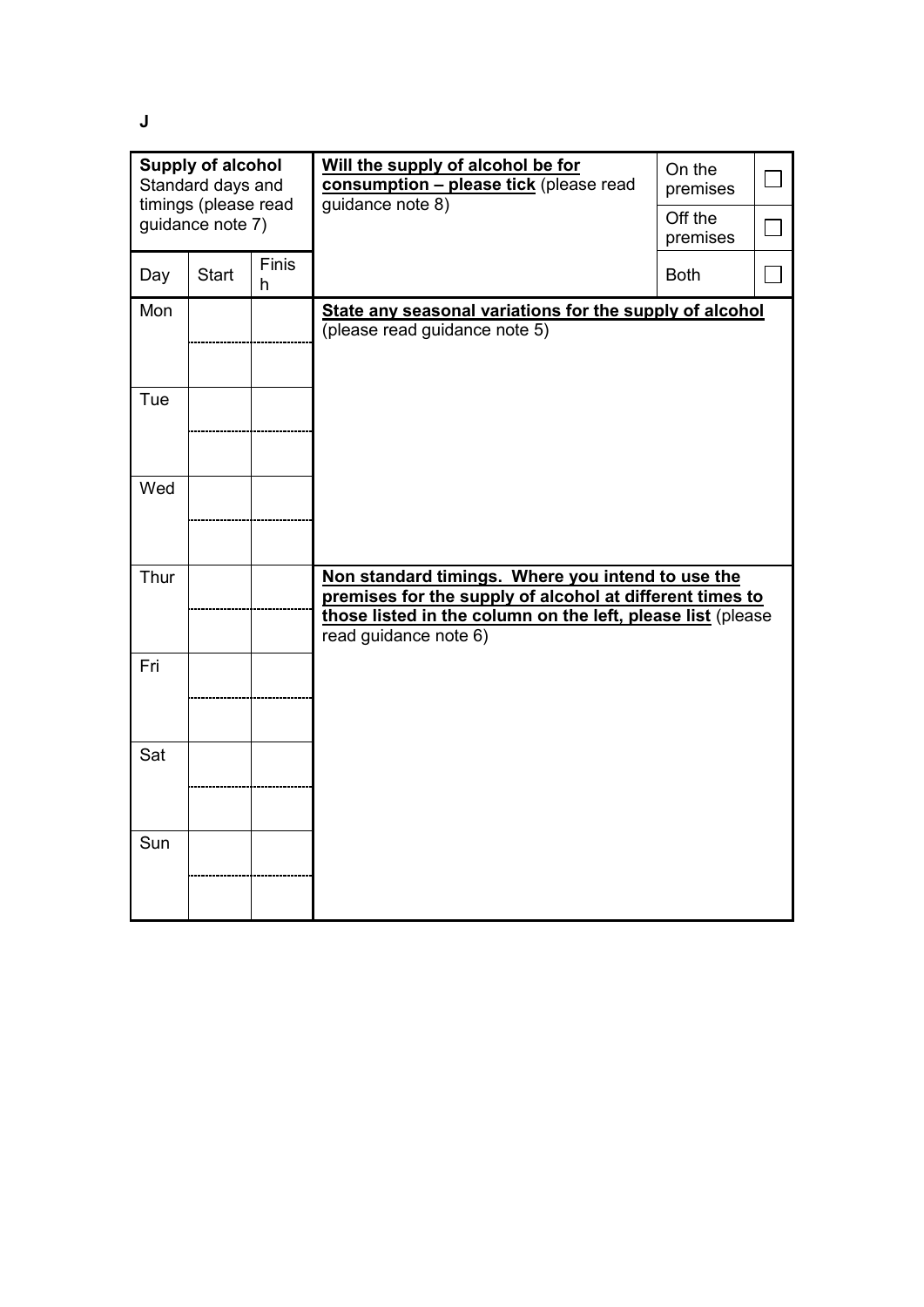**J**

| **Supply of alcohol** Standard days and timings (please read guidance note 7) | | | **Will the supply of alcohol be for consumption – please tick** (please read guidance note 8) | On the premises | ☐ |
|---|---|---|---|---|---|
| | | | | Off the premises | ☐ |
| Day | Start | Finish | | Both | ☐ |
| Mon | | | **State any seasonal variations for the supply of alcohol** (please read guidance note 5) | | |
| | | | | | |
| Tue | | | | | |
| | | | | | |
| Wed | | | | | |
| | | | | | |
| Thur | | | **Non standard timings. Where you intend to use the premises for the supply of alcohol at different times to those listed in the column on the left, please list** (please read guidance note 6) | | |
| | | | | | |
| Fri | | | | | |
| | | | | | |
| Sat | | | | | |
| | | | | | |
| Sun | | | | | |
| | | | | | |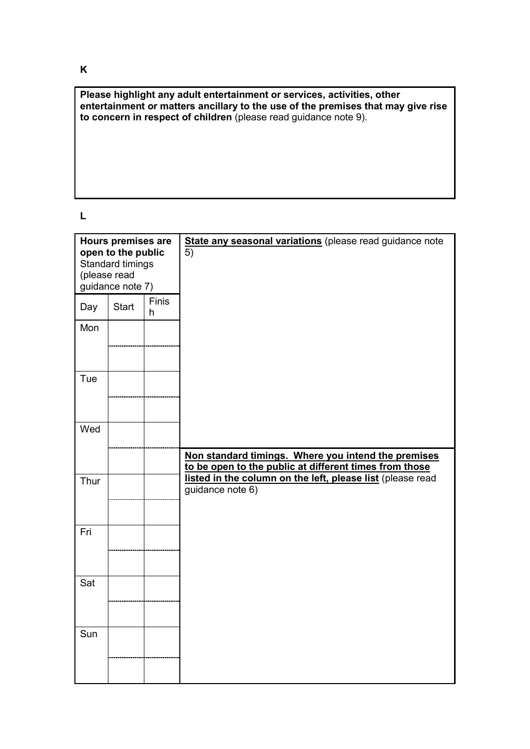**K**

| **Please highlight any adult entertainment or services, activities, other entertainment or matters ancillary to the use of the premises that may give rise to concern in respect of children** (please read guidance note 9). |
|---|
| |

**L**

| **Hours premises are open to the public** Standard timings (please read guidance note 7) | | | **State any seasonal variations** (please read guidance note 5) |
|---|---|---|---|
| Day | Start | Finish | |
| Mon | | | |
| | | | |
| Tue | | | |
| | | | |
| Wed | | | |
| | | | **Non standard timings. Where you intend the premises to be open to the public at different times from those listed in the column on the left, please list** (please read guidance note 6) |
| Thur | | | |
| | | | |
| Fri | | | |
| | | | |
| Sat | | | |
| | | | |
| Sun | | | |
| | | | |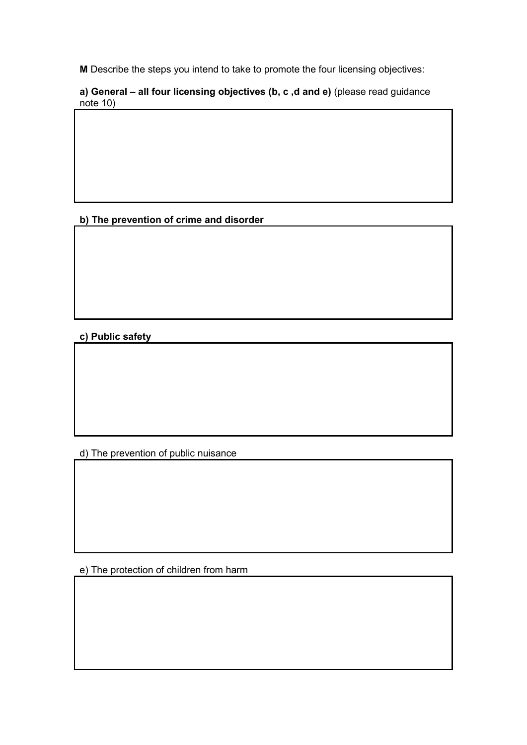**M** Describe the steps you intend to take to promote the four licensing objectives:

**a) General – all four licensing objectives (b, c ,d and e)** (please read guidance note 10)

|   |
|---|
|   |

**b) The prevention of crime and disorder**

|   |
|---|
|   |

**c) Public safety**

|   |
|---|
|   |

d) The prevention of public nuisance

|   |
|---|
|   |

e) The protection of children from harm

|   |
|---|
|   |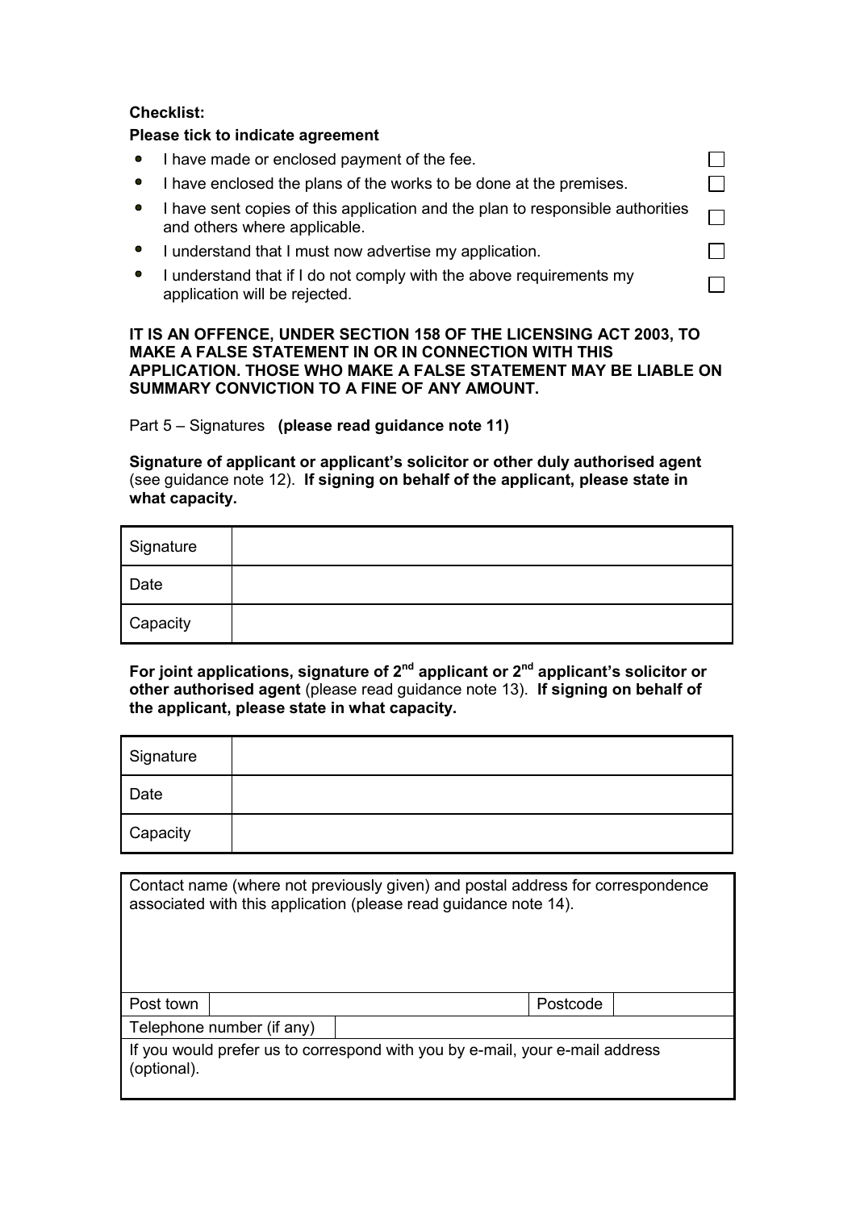**Checklist:**

**Please tick to indicate agreement**

- I have made or enclosed payment of the fee. ☐
- I have enclosed the plans of the works to be done at the premises. ☐
- I have sent copies of this application and the plan to responsible authorities and others where applicable. ☐
- I understand that I must now advertise my application. ☐
- I understand that if I do not comply with the above requirements my application will be rejected. ☐

**IT IS AN OFFENCE, UNDER SECTION 158 OF THE LICENSING ACT 2003, TO MAKE A FALSE STATEMENT IN OR IN CONNECTION WITH THIS APPLICATION. THOSE WHO MAKE A FALSE STATEMENT MAY BE LIABLE ON SUMMARY CONVICTION TO A FINE OF ANY AMOUNT.**

Part 5 – Signatures **(please read guidance note 11)**

**Signature of applicant or applicant's solicitor or other duly authorised agent** (see guidance note 12). **If signing on behalf of the applicant, please state in what capacity.**

| Signature | |
|---|---|
| Date | |
| Capacity | |

**For joint applications, signature of 2nd applicant or 2nd applicant's solicitor or other authorised agent** (please read guidance note 13). **If signing on behalf of the applicant, please state in what capacity.**

| Signature | |
|---|---|
| Date | |
| Capacity | |

| Contact name (where not previously given) and postal address for correspondence associated with this application (please read guidance note 14). | | | |
|---|---|---|---|
| Post town | | Postcode | |
| Telephone number (if any) | | | |
| If you would prefer us to correspond with you by e-mail, your e-mail address (optional). | | | |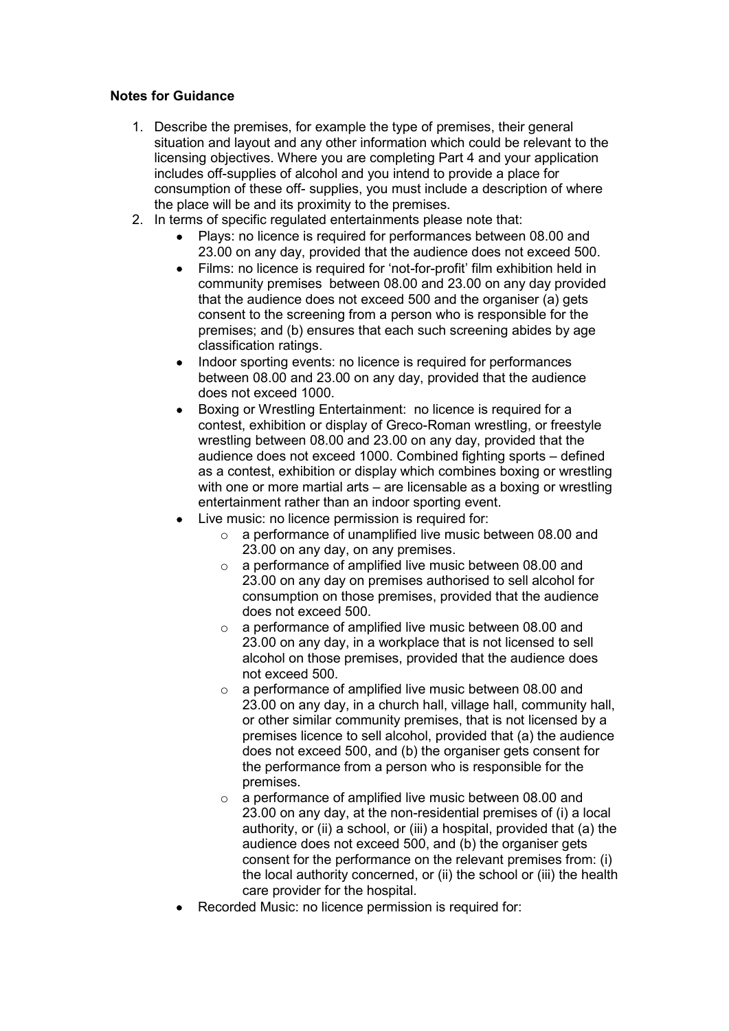**Notes for Guidance**

1. Describe the premises, for example the type of premises, their general situation and layout and any other information which could be relevant to the licensing objectives. Where you are completing Part 4 and your application includes off-supplies of alcohol and you intend to provide a place for consumption of these off- supplies, you must include a description of where the place will be and its proximity to the premises.
2. In terms of specific regulated entertainments please note that:
   - Plays: no licence is required for performances between 08.00 and 23.00 on any day, provided that the audience does not exceed 500.
   - Films: no licence is required for 'not-for-profit' film exhibition held in community premises between 08.00 and 23.00 on any day provided that the audience does not exceed 500 and the organiser (a) gets consent to the screening from a person who is responsible for the premises; and (b) ensures that each such screening abides by age classification ratings.
   - Indoor sporting events: no licence is required for performances between 08.00 and 23.00 on any day, provided that the audience does not exceed 1000.
   - Boxing or Wrestling Entertainment: no licence is required for a contest, exhibition or display of Greco-Roman wrestling, or freestyle wrestling between 08.00 and 23.00 on any day, provided that the audience does not exceed 1000. Combined fighting sports – defined as a contest, exhibition or display which combines boxing or wrestling with one or more martial arts – are licensable as a boxing or wrestling entertainment rather than an indoor sporting event.
   - Live music: no licence permission is required for:
     - a performance of unamplified live music between 08.00 and 23.00 on any day, on any premises.
     - a performance of amplified live music between 08.00 and 23.00 on any day on premises authorised to sell alcohol for consumption on those premises, provided that the audience does not exceed 500.
     - a performance of amplified live music between 08.00 and 23.00 on any day, in a workplace that is not licensed to sell alcohol on those premises, provided that the audience does not exceed 500.
     - a performance of amplified live music between 08.00 and 23.00 on any day, in a church hall, village hall, community hall, or other similar community premises, that is not licensed by a premises licence to sell alcohol, provided that (a) the audience does not exceed 500, and (b) the organiser gets consent for the performance from a person who is responsible for the premises.
     - a performance of amplified live music between 08.00 and 23.00 on any day, at the non-residential premises of (i) a local authority, or (ii) a school, or (iii) a hospital, provided that (a) the audience does not exceed 500, and (b) the organiser gets consent for the performance on the relevant premises from: (i) the local authority concerned, or (ii) the school or (iii) the health care provider for the hospital.
   - Recorded Music: no licence permission is required for: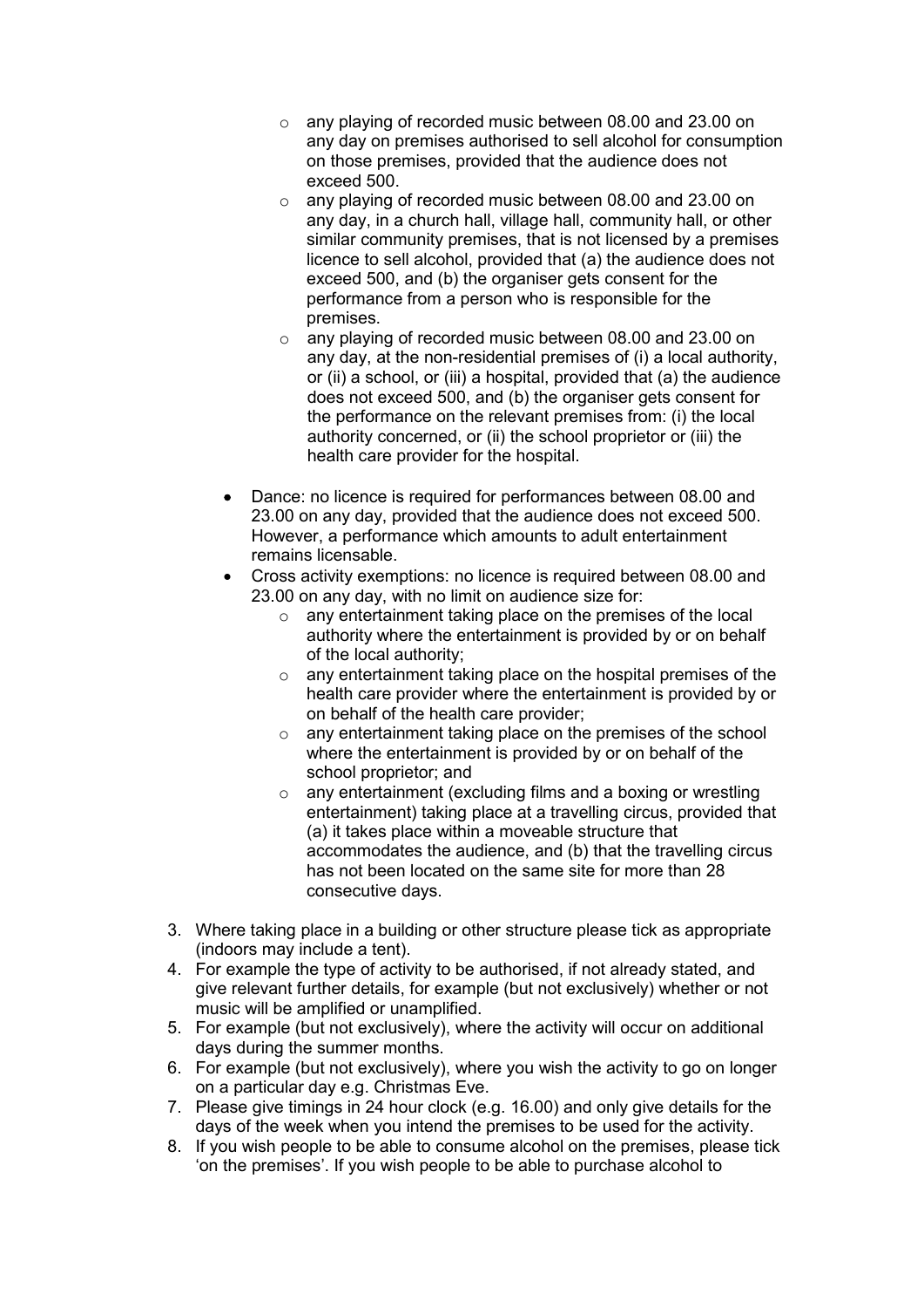- any playing of recorded music between 08.00 and 23.00 on any day on premises authorised to sell alcohol for consumption on those premises, provided that the audience does not exceed 500.
  - any playing of recorded music between 08.00 and 23.00 on any day, in a church hall, village hall, community hall, or other similar community premises, that is not licensed by a premises licence to sell alcohol, provided that (a) the audience does not exceed 500, and (b) the organiser gets consent for the performance from a person who is responsible for the premises.
  - any playing of recorded music between 08.00 and 23.00 on any day, at the non-residential premises of (i) a local authority, or (ii) a school, or (iii) a hospital, provided that (a) the audience does not exceed 500, and (b) the organiser gets consent for the performance on the relevant premises from: (i) the local authority concerned, or (ii) the school proprietor or (iii) the health care provider for the hospital.

- Dance: no licence is required for performances between 08.00 and 23.00 on any day, provided that the audience does not exceed 500. However, a performance which amounts to adult entertainment remains licensable.
- Cross activity exemptions: no licence is required between 08.00 and 23.00 on any day, with no limit on audience size for:
  - any entertainment taking place on the premises of the local authority where the entertainment is provided by or on behalf of the local authority;
  - any entertainment taking place on the hospital premises of the health care provider where the entertainment is provided by or on behalf of the health care provider;
  - any entertainment taking place on the premises of the school where the entertainment is provided by or on behalf of the school proprietor; and
  - any entertainment (excluding films and a boxing or wrestling entertainment) taking place at a travelling circus, provided that (a) it takes place within a moveable structure that accommodates the audience, and (b) that the travelling circus has not been located on the same site for more than 28 consecutive days.

3. Where taking place in a building or other structure please tick as appropriate (indoors may include a tent).
4. For example the type of activity to be authorised, if not already stated, and give relevant further details, for example (but not exclusively) whether or not music will be amplified or unamplified.
5. For example (but not exclusively), where the activity will occur on additional days during the summer months.
6. For example (but not exclusively), where you wish the activity to go on longer on a particular day e.g. Christmas Eve.
7. Please give timings in 24 hour clock (e.g. 16.00) and only give details for the days of the week when you intend the premises to be used for the activity.
8. If you wish people to be able to consume alcohol on the premises, please tick 'on the premises'. If you wish people to be able to purchase alcohol to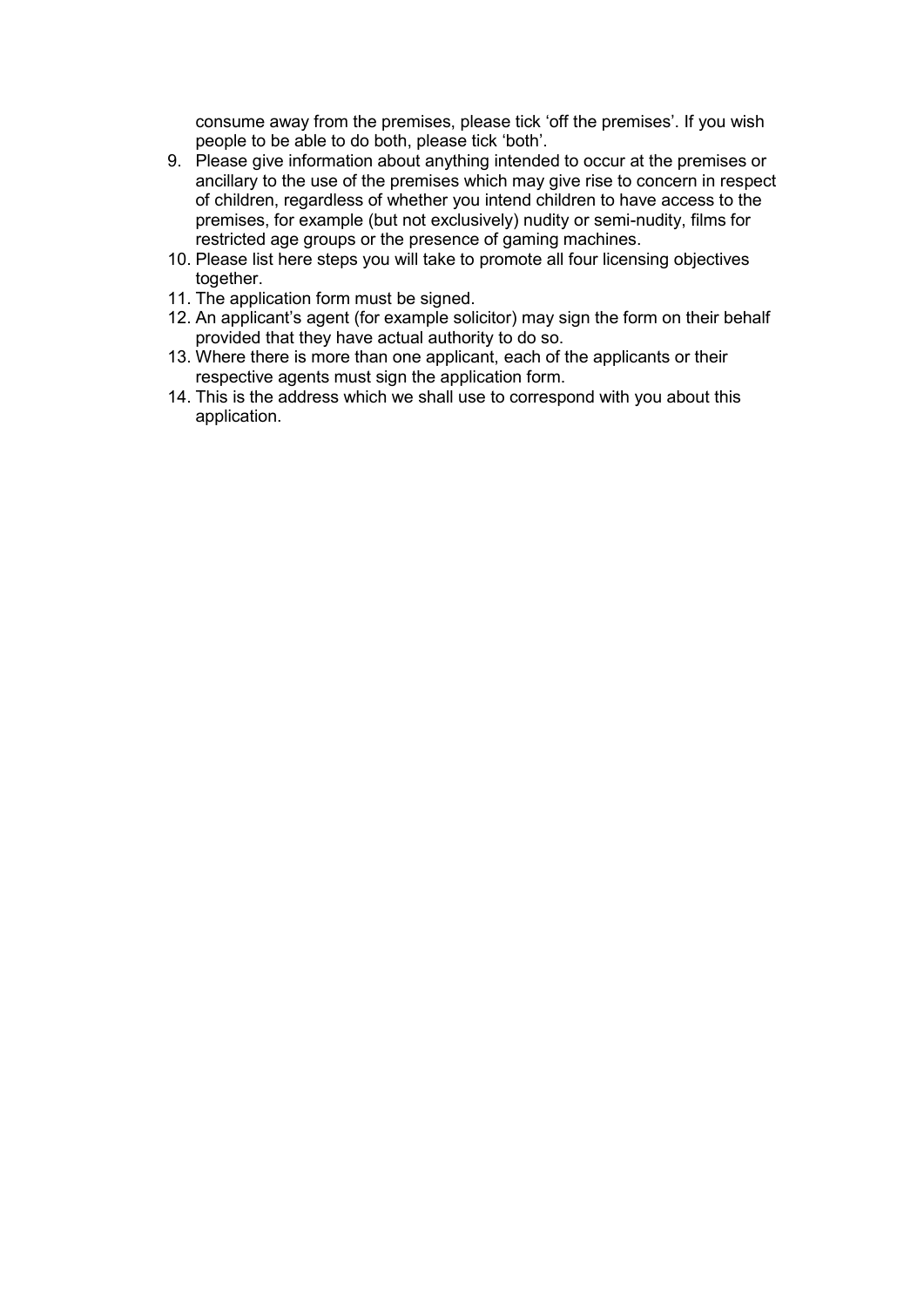consume away from the premises, please tick 'off the premises'. If you wish people to be able to do both, please tick 'both'.

9. Please give information about anything intended to occur at the premises or ancillary to the use of the premises which may give rise to concern in respect of children, regardless of whether you intend children to have access to the premises, for example (but not exclusively) nudity or semi-nudity, films for restricted age groups or the presence of gaming machines.
10. Please list here steps you will take to promote all four licensing objectives together.
11. The application form must be signed.
12. An applicant's agent (for example solicitor) may sign the form on their behalf provided that they have actual authority to do so.
13. Where there is more than one applicant, each of the applicants or their respective agents must sign the application form.
14. This is the address which we shall use to correspond with you about this application.